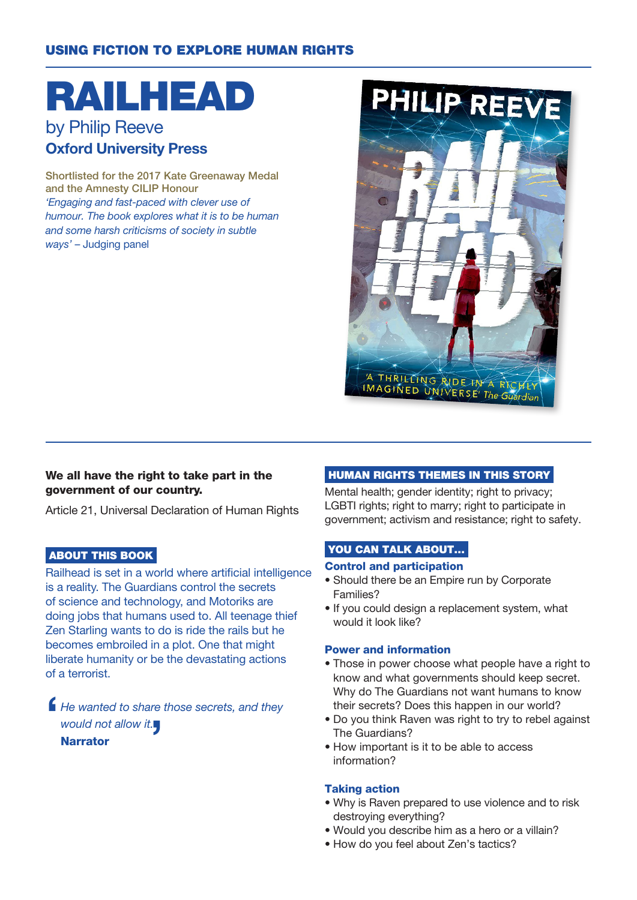USING FICTION TO EXPLORE HUMAN RIGHTS

# RAILHEAD

by Philip Reeve

**Oxford University Press**

Shortlisted for the 2017 Kate Greenaway Medal and the Amnesty CILIP Honour

*'Engaging and fast-paced with clever use of humour. The book explores what it is to be human and some harsh criticisms of society in subtle ways'* – Judging panel

**We all have the right to take part in the government of our country.**

Article 21, Universal Declaration of Human Rights

## ABOUT THIS BOOK

Railhead is set in a world where artificial intelligence is a reality. The Guardians control the secrets of science and technology, and Motoriks are doing jobs that humans used to. All teenage thief Zen Starling wants to do is ride the rails but he becomes embroiled in a plot. One that might liberate humanity or be the devastating actions of a terrorist.

> *He wanted to share those secrets, and they would not allow it.*
> **Narrator**

## HUMAN RIGHTS THEMES IN THIS STORY

Mental health; gender identity; right to privacy; LGBTI rights; right to marry; right to participate in government; activism and resistance; right to safety.

## YOU CAN TALK ABOUT…

### Control and participation

- Should there be an Empire run by Corporate Families?
- If you could design a replacement system, what would it look like?

### Power and information

- Those in power choose what people have a right to know and what governments should keep secret. Why do The Guardians not want humans to know their secrets? Does this happen in our world?
- Do you think Raven was right to try to rebel against The Guardians?
- How important is it to be able to access information?

### Taking action

- Why is Raven prepared to use violence and to risk destroying everything?
- Would you describe him as a hero or a villain?
- How do you feel about Zen's tactics?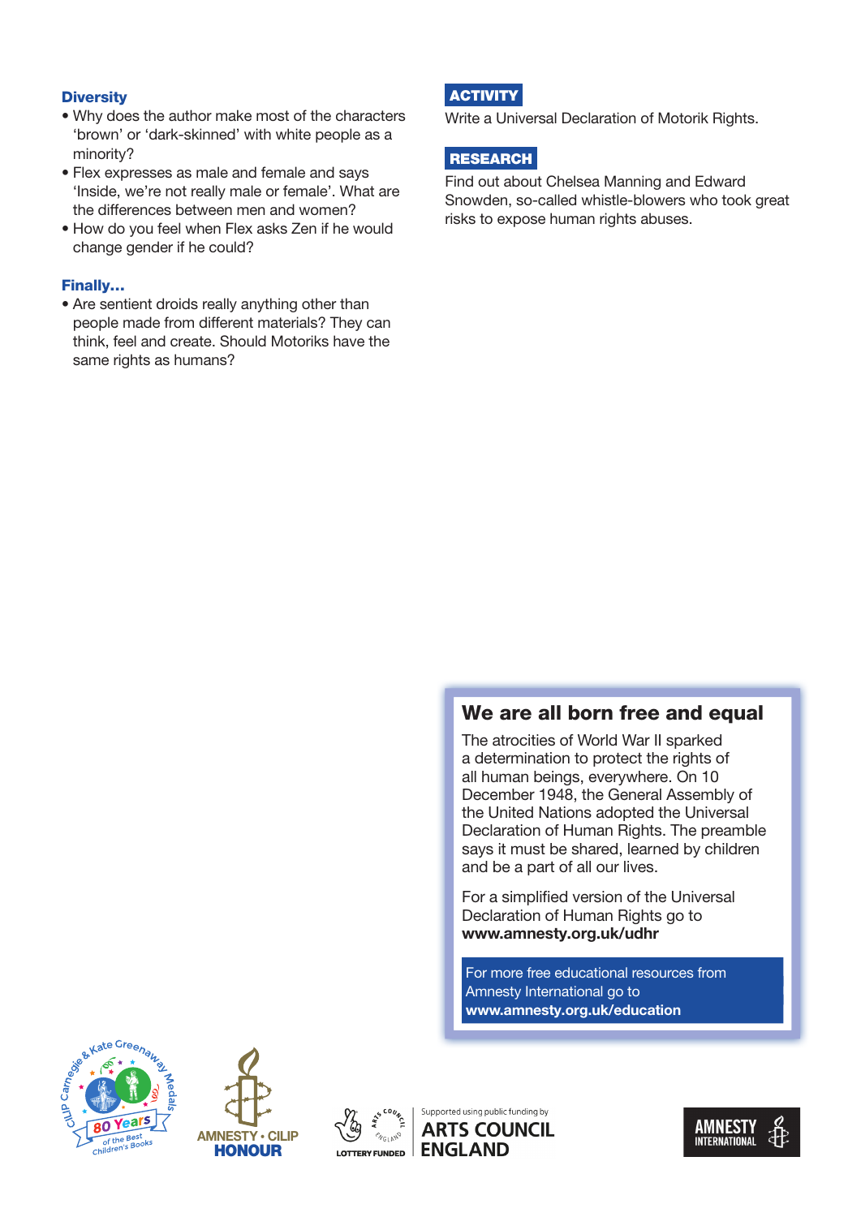### Diversity

- Why does the author make most of the characters 'brown' or 'dark-skinned' with white people as a minority?
- Flex expresses as male and female and says 'Inside, we're not really male or female'. What are the differences between men and women?
- How do you feel when Flex asks Zen if he would change gender if he could?

### Finally...

- Are sentient droids really anything other than people made from different materials? They can think, feel and create. Should Motoriks have the same rights as humans?

### ACTIVITY

Write a Universal Declaration of Motorik Rights.

### RESEARCH

Find out about Chelsea Manning and Edward Snowden, so-called whistle-blowers who took great risks to expose human rights abuses.

## We are all born free and equal

The atrocities of World War II sparked a determination to protect the rights of all human beings, everywhere. On 10 December 1948, the General Assembly of the United Nations adopted the Universal Declaration of Human Rights. The preamble says it must be shared, learned by children and be a part of all our lives.

For a simplified version of the Universal Declaration of Human Rights go to **www.amnesty.org.uk/udhr**

For more free educational resources from Amnesty International go to **www.amnesty.org.uk/education**

CILIP Carnegie & Kate Greenaway Medals – 80 Years of the Best Children's Books

AMNESTY • CILIP HONOUR

LOTTERY FUNDED

Supported using public funding by ARTS COUNCIL ENGLAND

AMNESTY INTERNATIONAL